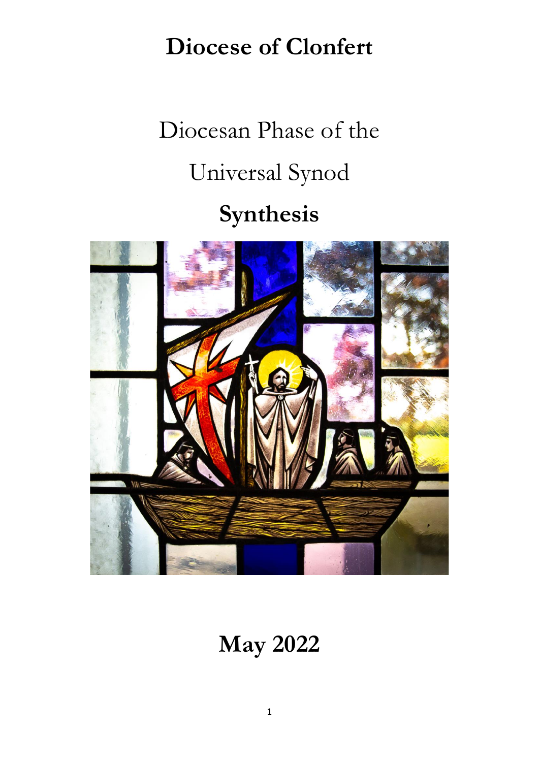# Diocese of Clonfert

Diocesan Phase of the

Universal Synod

## Synthesis

## May 2022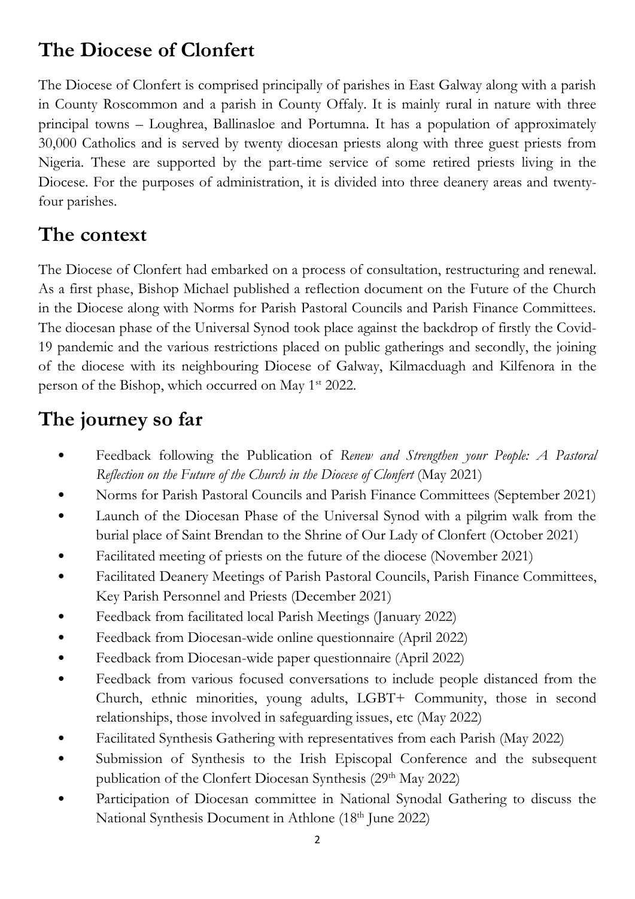## The Diocese of Clonfert

The Diocese of Clonfert is comprised principally of parishes in East Galway along with a parish in County Roscommon and a parish in County Offaly. It is mainly rural in nature with three principal towns – Loughrea, Ballinasloe and Portumna. It has a population of approximately 30,000 Catholics and is served by twenty diocesan priests along with three guest priests from Nigeria. These are supported by the part-time service of some retired priests living in the Diocese. For the purposes of administration, it is divided into three deanery areas and twenty-four parishes.

## The context

The Diocese of Clonfert had embarked on a process of consultation, restructuring and renewal. As a first phase, Bishop Michael published a reflection document on the Future of the Church in the Diocese along with Norms for Parish Pastoral Councils and Parish Finance Committees. The diocesan phase of the Universal Synod took place against the backdrop of firstly the Covid-19 pandemic and the various restrictions placed on public gatherings and secondly, the joining of the diocese with its neighbouring Diocese of Galway, Kilmacduagh and Kilfenora in the person of the Bishop, which occurred on May 1st 2022.

## The journey so far

- Feedback following the Publication of *Renew and Strengthen your People: A Pastoral Reflection on the Future of the Church in the Diocese of Clonfert* (May 2021)
- Norms for Parish Pastoral Councils and Parish Finance Committees (September 2021)
- Launch of the Diocesan Phase of the Universal Synod with a pilgrim walk from the burial place of Saint Brendan to the Shrine of Our Lady of Clonfert (October 2021)
- Facilitated meeting of priests on the future of the diocese (November 2021)
- Facilitated Deanery Meetings of Parish Pastoral Councils, Parish Finance Committees, Key Parish Personnel and Priests (December 2021)
- Feedback from facilitated local Parish Meetings (January 2022)
- Feedback from Diocesan-wide online questionnaire (April 2022)
- Feedback from Diocesan-wide paper questionnaire (April 2022)
- Feedback from various focused conversations to include people distanced from the Church, ethnic minorities, young adults, LGBT+ Community, those in second relationships, those involved in safeguarding issues, etc (May 2022)
- Facilitated Synthesis Gathering with representatives from each Parish (May 2022)
- Submission of Synthesis to the Irish Episcopal Conference and the subsequent publication of the Clonfert Diocesan Synthesis (29th May 2022)
- Participation of Diocesan committee in National Synodal Gathering to discuss the National Synthesis Document in Athlone (18th June 2022)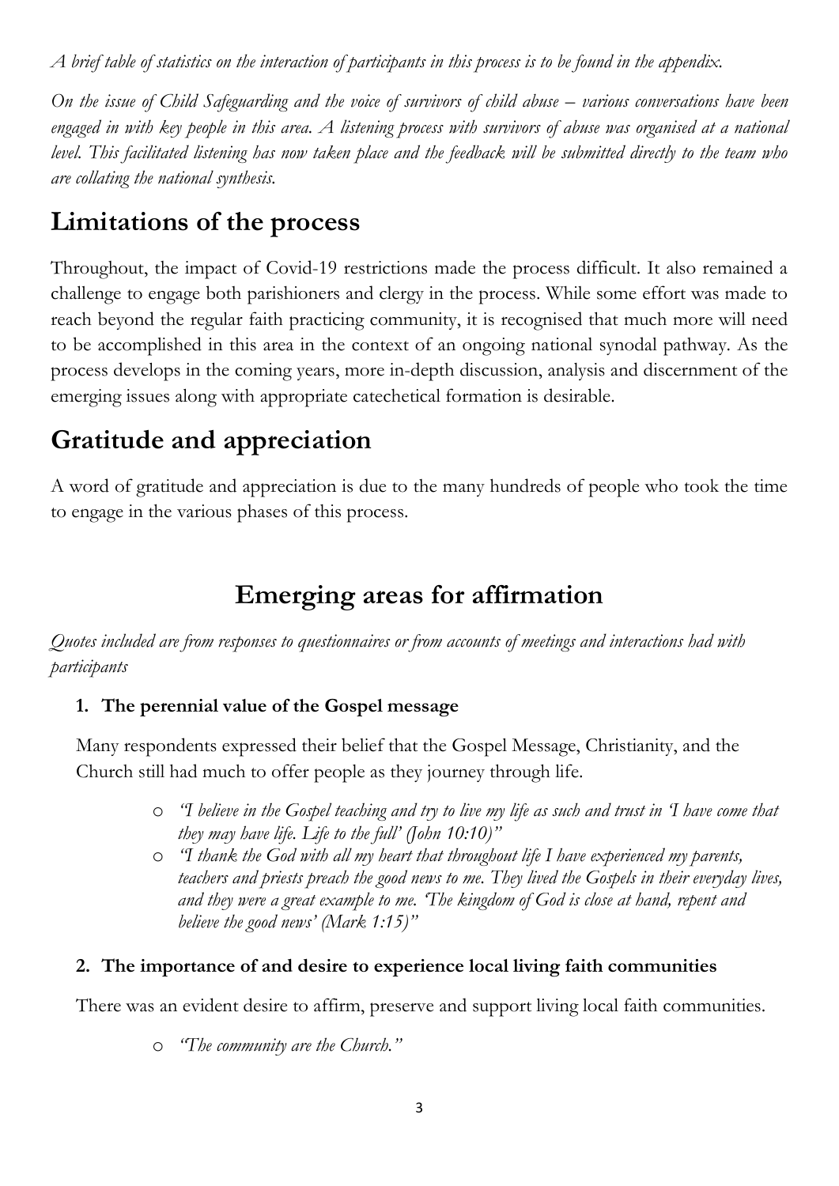*A brief table of statistics on the interaction of participants in this process is to be found in the appendix.*

*On the issue of Child Safeguarding and the voice of survivors of child abuse – various conversations have been engaged in with key people in this area. A listening process with survivors of abuse was organised at a national level. This facilitated listening has now taken place and the feedback will be submitted directly to the team who are collating the national synthesis.*

## Limitations of the process

Throughout, the impact of Covid-19 restrictions made the process difficult. It also remained a challenge to engage both parishioners and clergy in the process. While some effort was made to reach beyond the regular faith practicing community, it is recognised that much more will need to be accomplished in this area in the context of an ongoing national synodal pathway. As the process develops in the coming years, more in-depth discussion, analysis and discernment of the emerging issues along with appropriate catechetical formation is desirable.

## Gratitude and appreciation

A word of gratitude and appreciation is due to the many hundreds of people who took the time to engage in the various phases of this process.

# Emerging areas for affirmation

*Quotes included are from responses to questionnaires or from accounts of meetings and interactions had with participants*

**1. The perennial value of the Gospel message**

Many respondents expressed their belief that the Gospel Message, Christianity, and the Church still had much to offer people as they journey through life.

- *"I believe in the Gospel teaching and try to live my life as such and trust in 'I have come that they may have life. Life to the full' (John 10:10)"*
- *"I thank the God with all my heart that throughout life I have experienced my parents, teachers and priests preach the good news to me. They lived the Gospels in their everyday lives, and they were a great example to me. 'The kingdom of God is close at hand, repent and believe the good news' (Mark 1:15)"*

**2. The importance of and desire to experience local living faith communities**

There was an evident desire to affirm, preserve and support living local faith communities.

- *"The community are the Church."*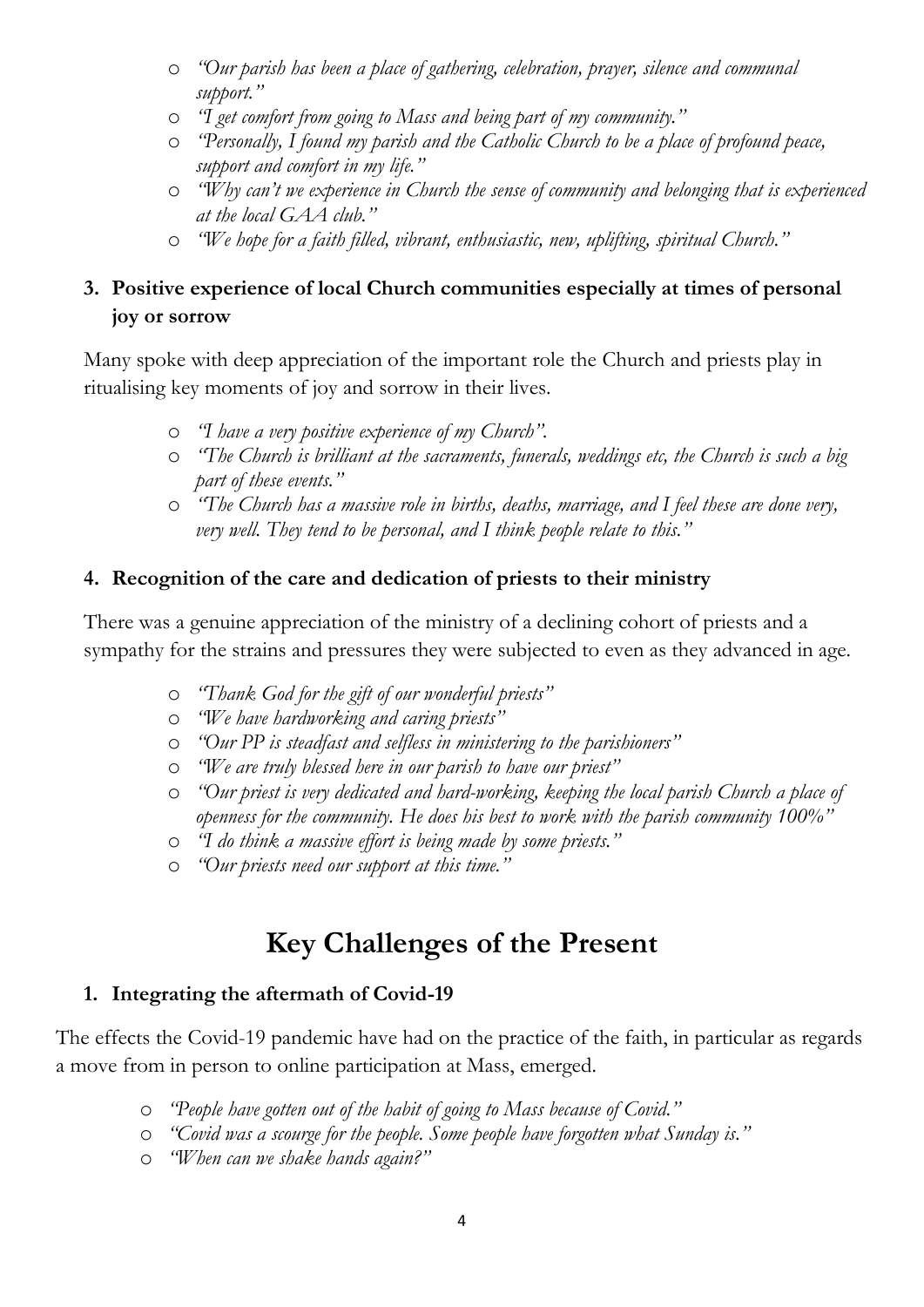- *"Our parish has been a place of gathering, celebration, prayer, silence and communal support."*
- *"I get comfort from going to Mass and being part of my community."*
- *"Personally, I found my parish and the Catholic Church to be a place of profound peace, support and comfort in my life."*
- *"Why can't we experience in Church the sense of community and belonging that is experienced at the local GAA club."*
- *"We hope for a faith filled, vibrant, enthusiastic, new, uplifting, spiritual Church."*

### 3. Positive experience of local Church communities especially at times of personal joy or sorrow

Many spoke with deep appreciation of the important role the Church and priests play in ritualising key moments of joy and sorrow in their lives.

- *"I have a very positive experience of my Church".*
- *"The Church is brilliant at the sacraments, funerals, weddings etc, the Church is such a big part of these events."*
- *"The Church has a massive role in births, deaths, marriage, and I feel these are done very, very well. They tend to be personal, and I think people relate to this."*

### 4. Recognition of the care and dedication of priests to their ministry

There was a genuine appreciation of the ministry of a declining cohort of priests and a sympathy for the strains and pressures they were subjected to even as they advanced in age.

- *"Thank God for the gift of our wonderful priests"*
- *"We have hardworking and caring priests"*
- *"Our PP is steadfast and selfless in ministering to the parishioners"*
- *"We are truly blessed here in our parish to have our priest"*
- *"Our priest is very dedicated and hard-working, keeping the local parish Church a place of openness for the community. He does his best to work with the parish community 100%"*
- *"I do think a massive effort is being made by some priests."*
- *"Our priests need our support at this time."*

# Key Challenges of the Present

### 1. Integrating the aftermath of Covid-19

The effects the Covid-19 pandemic have had on the practice of the faith, in particular as regards a move from in person to online participation at Mass, emerged.

- *"People have gotten out of the habit of going to Mass because of Covid."*
- *"Covid was a scourge for the people. Some people have forgotten what Sunday is."*
- *"When can we shake hands again?"*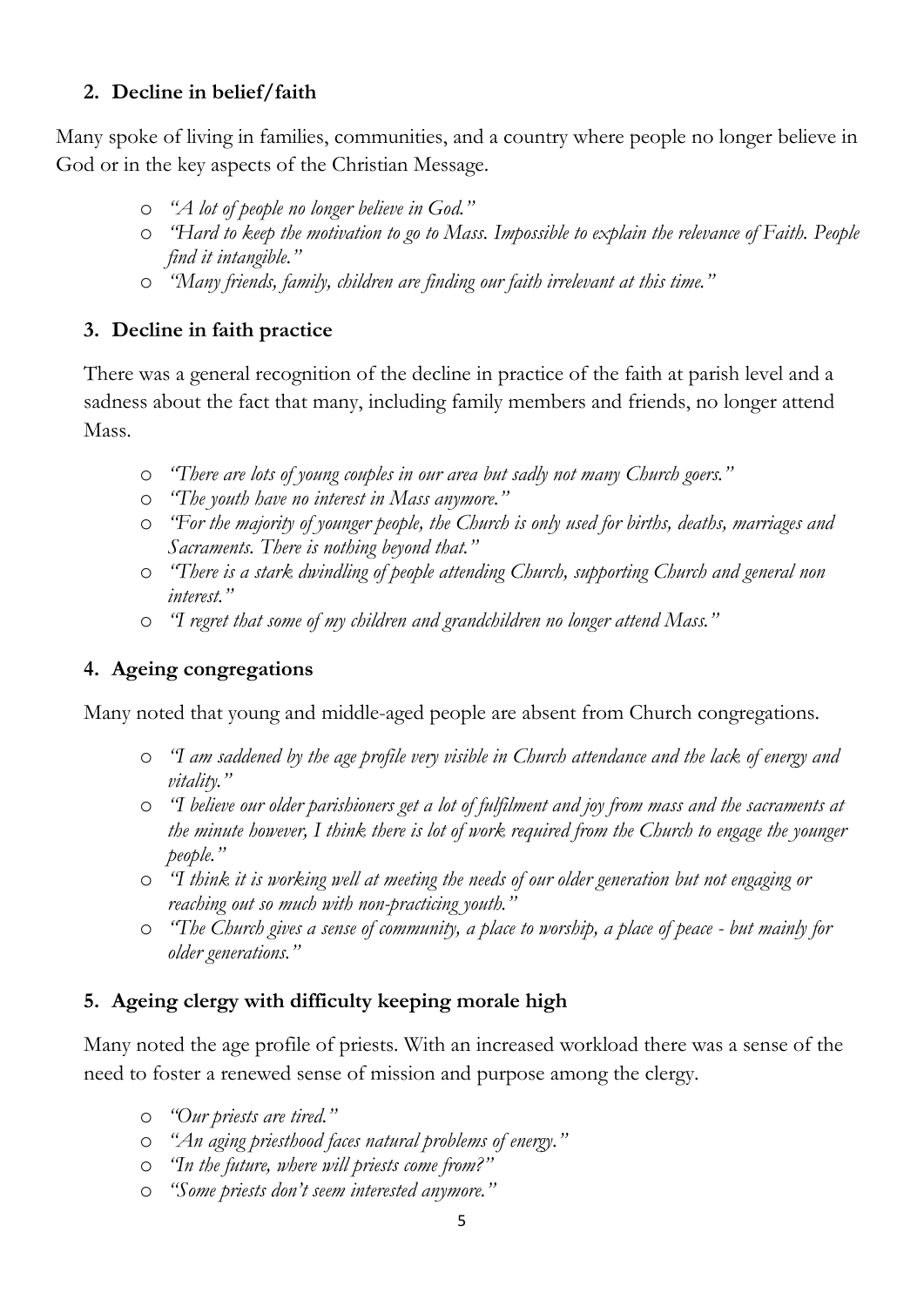## 2. Decline in belief/faith

Many spoke of living in families, communities, and a country where people no longer believe in God or in the key aspects of the Christian Message.

- *"A lot of people no longer believe in God."*
- *"Hard to keep the motivation to go to Mass. Impossible to explain the relevance of Faith. People find it intangible."*
- *"Many friends, family, children are finding our faith irrelevant at this time."*

## 3. Decline in faith practice

There was a general recognition of the decline in practice of the faith at parish level and a sadness about the fact that many, including family members and friends, no longer attend Mass.

- *"There are lots of young couples in our area but sadly not many Church goers."*
- *"The youth have no interest in Mass anymore."*
- *"For the majority of younger people, the Church is only used for births, deaths, marriages and Sacraments. There is nothing beyond that."*
- *"There is a stark dwindling of people attending Church, supporting Church and general non interest."*
- *"I regret that some of my children and grandchildren no longer attend Mass."*

## 4. Ageing congregations

Many noted that young and middle-aged people are absent from Church congregations.

- *"I am saddened by the age profile very visible in Church attendance and the lack of energy and vitality."*
- *"I believe our older parishioners get a lot of fulfilment and joy from mass and the sacraments at the minute however, I think there is lot of work required from the Church to engage the younger people."*
- *"I think it is working well at meeting the needs of our older generation but not engaging or reaching out so much with non-practicing youth."*
- *"The Church gives a sense of community, a place to worship, a place of peace - but mainly for older generations."*

## 5. Ageing clergy with difficulty keeping morale high

Many noted the age profile of priests. With an increased workload there was a sense of the need to foster a renewed sense of mission and purpose among the clergy.

- *"Our priests are tired."*
- *"An aging priesthood faces natural problems of energy."*
- *"In the future, where will priests come from?"*
- *"Some priests don't seem interested anymore."*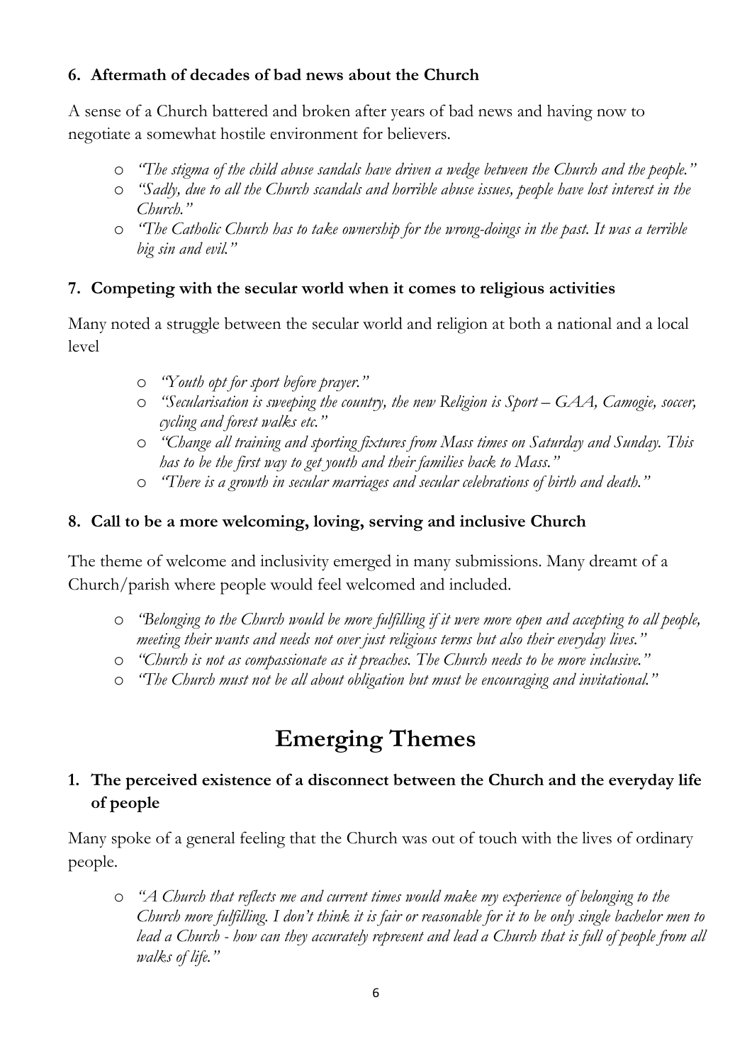### 6. Aftermath of decades of bad news about the Church

A sense of a Church battered and broken after years of bad news and having now to negotiate a somewhat hostile environment for believers.

- *"The stigma of the child abuse sandals have driven a wedge between the Church and the people."*
- *"Sadly, due to all the Church scandals and horrible abuse issues, people have lost interest in the Church."*
- *"The Catholic Church has to take ownership for the wrong-doings in the past. It was a terrible big sin and evil."*

### 7. Competing with the secular world when it comes to religious activities

Many noted a struggle between the secular world and religion at both a national and a local level

- *"Youth opt for sport before prayer."*
- *"Secularisation is sweeping the country, the new Religion is Sport – GAA, Camogie, soccer, cycling and forest walks etc."*
- *"Change all training and sporting fixtures from Mass times on Saturday and Sunday. This has to be the first way to get youth and their families back to Mass."*
- *"There is a growth in secular marriages and secular celebrations of birth and death."*

### 8. Call to be a more welcoming, loving, serving and inclusive Church

The theme of welcome and inclusivity emerged in many submissions. Many dreamt of a Church/parish where people would feel welcomed and included.

- *"Belonging to the Church would be more fulfilling if it were more open and accepting to all people, meeting their wants and needs not over just religious terms but also their everyday lives."*
- *"Church is not as compassionate as it preaches. The Church needs to be more inclusive."*
- *"The Church must not be all about obligation but must be encouraging and invitational."*

## Emerging Themes

### 1. The perceived existence of a disconnect between the Church and the everyday life of people

Many spoke of a general feeling that the Church was out of touch with the lives of ordinary people.

- *"A Church that reflects me and current times would make my experience of belonging to the Church more fulfilling. I don't think it is fair or reasonable for it to be only single bachelor men to lead a Church - how can they accurately represent and lead a Church that is full of people from all walks of life."*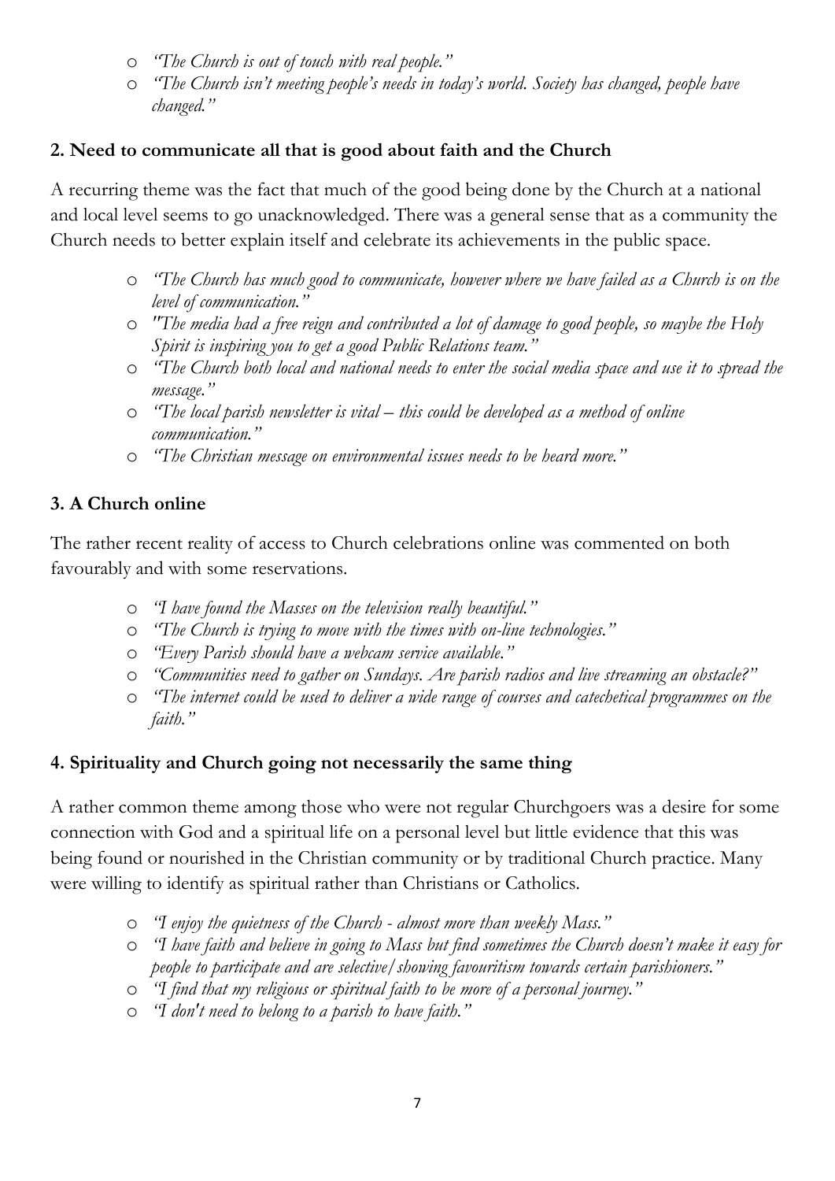- *"The Church is out of touch with real people."*
- *"The Church isn't meeting people's needs in today's world. Society has changed, people have changed."*

### 2. Need to communicate all that is good about faith and the Church

A recurring theme was the fact that much of the good being done by the Church at a national and local level seems to go unacknowledged. There was a general sense that as a community the Church needs to better explain itself and celebrate its achievements in the public space.

- *"The Church has much good to communicate, however where we have failed as a Church is on the level of communication."*
- *"The media had a free reign and contributed a lot of damage to good people, so maybe the Holy Spirit is inspiring you to get a good Public Relations team."*
- *"The Church both local and national needs to enter the social media space and use it to spread the message."*
- *"The local parish newsletter is vital – this could be developed as a method of online communication."*
- *"The Christian message on environmental issues needs to be heard more."*

### 3. A Church online

The rather recent reality of access to Church celebrations online was commented on both favourably and with some reservations.

- *"I have found the Masses on the television really beautiful."*
- *"The Church is trying to move with the times with on-line technologies."*
- *"Every Parish should have a webcam service available."*
- *"Communities need to gather on Sundays. Are parish radios and live streaming an obstacle?"*
- *"The internet could be used to deliver a wide range of courses and catechetical programmes on the faith."*

### 4. Spirituality and Church going not necessarily the same thing

A rather common theme among those who were not regular Churchgoers was a desire for some connection with God and a spiritual life on a personal level but little evidence that this was being found or nourished in the Christian community or by traditional Church practice. Many were willing to identify as spiritual rather than Christians or Catholics.

- *"I enjoy the quietness of the Church - almost more than weekly Mass."*
- *"I have faith and believe in going to Mass but find sometimes the Church doesn't make it easy for people to participate and are selective/showing favouritism towards certain parishioners."*
- *"I find that my religious or spiritual faith to be more of a personal journey."*
- *"I don't need to belong to a parish to have faith."*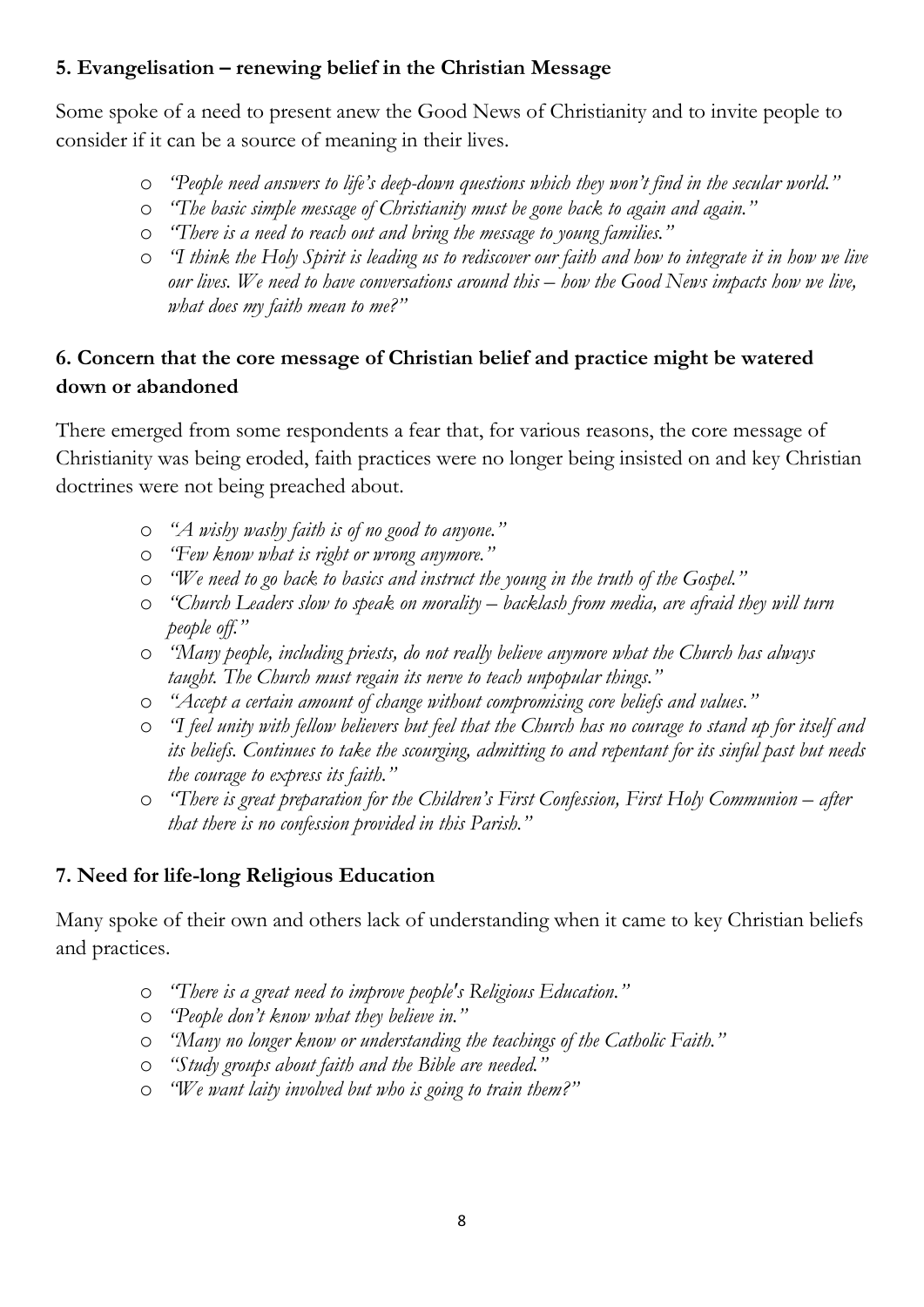### 5. Evangelisation – renewing belief in the Christian Message

Some spoke of a need to present anew the Good News of Christianity and to invite people to consider if it can be a source of meaning in their lives.

- *"People need answers to life's deep-down questions which they won't find in the secular world."*
- *"The basic simple message of Christianity must be gone back to again and again."*
- *"There is a need to reach out and bring the message to young families."*
- *"I think the Holy Spirit is leading us to rediscover our faith and how to integrate it in how we live our lives. We need to have conversations around this – how the Good News impacts how we live, what does my faith mean to me?"*

### 6. Concern that the core message of Christian belief and practice might be watered down or abandoned

There emerged from some respondents a fear that, for various reasons, the core message of Christianity was being eroded, faith practices were no longer being insisted on and key Christian doctrines were not being preached about.

- *"A wishy washy faith is of no good to anyone."*
- *"Few know what is right or wrong anymore."*
- *"We need to go back to basics and instruct the young in the truth of the Gospel."*
- *"Church Leaders slow to speak on morality – backlash from media, are afraid they will turn people off."*
- *"Many people, including priests, do not really believe anymore what the Church has always taught. The Church must regain its nerve to teach unpopular things."*
- *"Accept a certain amount of change without compromising core beliefs and values."*
- *"I feel unity with fellow believers but feel that the Church has no courage to stand up for itself and its beliefs. Continues to take the scourging, admitting to and repentant for its sinful past but needs the courage to express its faith."*
- *"There is great preparation for the Children's First Confession, First Holy Communion – after that there is no confession provided in this Parish."*

### 7. Need for life-long Religious Education

Many spoke of their own and others lack of understanding when it came to key Christian beliefs and practices.

- *"There is a great need to improve people's Religious Education."*
- *"People don't know what they believe in."*
- *"Many no longer know or understanding the teachings of the Catholic Faith."*
- *"Study groups about faith and the Bible are needed."*
- *"We want laity involved but who is going to train them?"*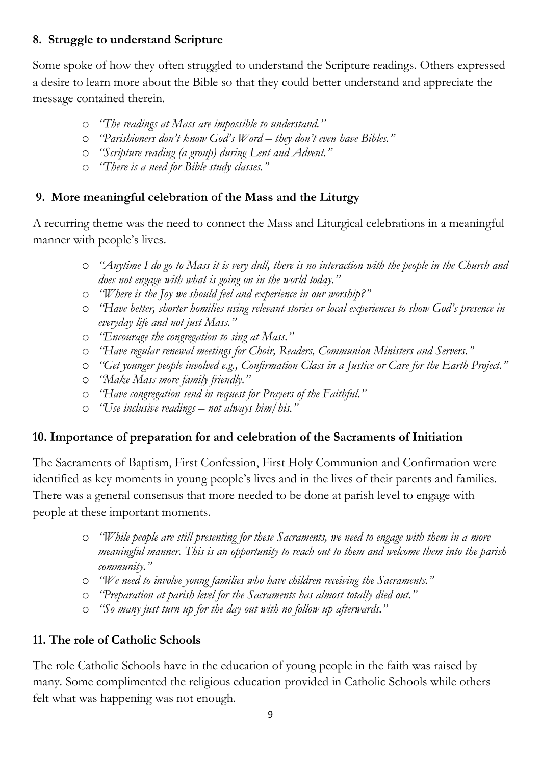### 8. Struggle to understand Scripture

Some spoke of how they often struggled to understand the Scripture readings. Others expressed a desire to learn more about the Bible so that they could better understand and appreciate the message contained therein.

- *"The readings at Mass are impossible to understand."*
- *"Parishioners don't know God's Word – they don't even have Bibles."*
- *"Scripture reading (a group) during Lent and Advent."*
- *"There is a need for Bible study classes."*

### 9. More meaningful celebration of the Mass and the Liturgy

A recurring theme was the need to connect the Mass and Liturgical celebrations in a meaningful manner with people's lives.

- *"Anytime I do go to Mass it is very dull, there is no interaction with the people in the Church and does not engage with what is going on in the world today."*
- *"Where is the Joy we should feel and experience in our worship?"*
- *"Have better, shorter homilies using relevant stories or local experiences to show God's presence in everyday life and not just Mass."*
- *"Encourage the congregation to sing at Mass."*
- *"Have regular renewal meetings for Choir, Readers, Communion Ministers and Servers."*
- *"Get younger people involved e.g., Confirmation Class in a Justice or Care for the Earth Project."*
- *"Make Mass more family friendly."*
- *"Have congregation send in request for Prayers of the Faithful."*
- *"Use inclusive readings – not always him/his."*

### 10. Importance of preparation for and celebration of the Sacraments of Initiation

The Sacraments of Baptism, First Confession, First Holy Communion and Confirmation were identified as key moments in young people's lives and in the lives of their parents and families. There was a general consensus that more needed to be done at parish level to engage with people at these important moments.

- *"While people are still presenting for these Sacraments, we need to engage with them in a more meaningful manner. This is an opportunity to reach out to them and welcome them into the parish community."*
- *"We need to involve young families who have children receiving the Sacraments."*
- *"Preparation at parish level for the Sacraments has almost totally died out."*
- *"So many just turn up for the day out with no follow up afterwards."*

### 11. The role of Catholic Schools

The role Catholic Schools have in the education of young people in the faith was raised by many. Some complimented the religious education provided in Catholic Schools while others felt what was happening was not enough.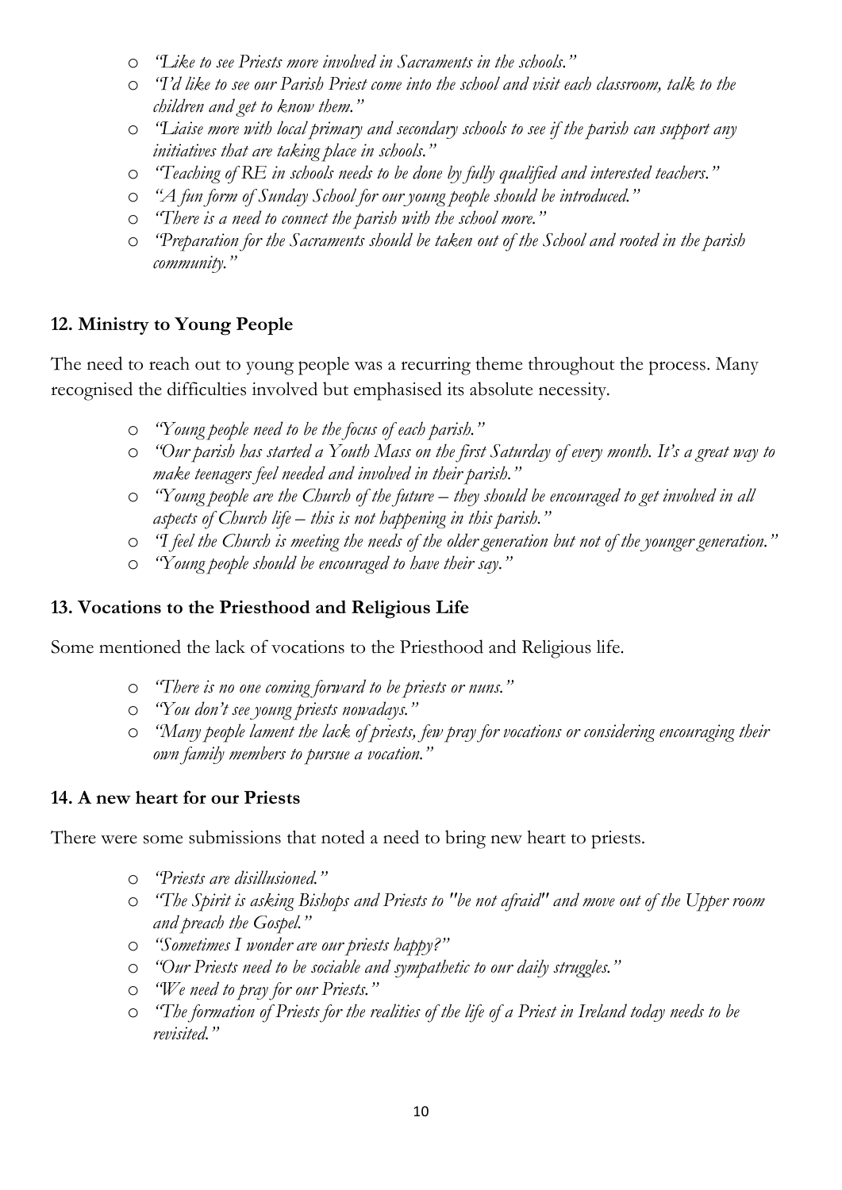- *"Like to see Priests more involved in Sacraments in the schools."*
- *"I'd like to see our Parish Priest come into the school and visit each classroom, talk to the children and get to know them."*
- *"Liaise more with local primary and secondary schools to see if the parish can support any initiatives that are taking place in schools."*
- *"Teaching of RE in schools needs to be done by fully qualified and interested teachers."*
- *"A fun form of Sunday School for our young people should be introduced."*
- *"There is a need to connect the parish with the school more."*
- *"Preparation for the Sacraments should be taken out of the School and rooted in the parish community."*

## 12. Ministry to Young People

The need to reach out to young people was a recurring theme throughout the process. Many recognised the difficulties involved but emphasised its absolute necessity.

- *"Young people need to be the focus of each parish."*
- *"Our parish has started a Youth Mass on the first Saturday of every month. It's a great way to make teenagers feel needed and involved in their parish."*
- *"Young people are the Church of the future – they should be encouraged to get involved in all aspects of Church life – this is not happening in this parish."*
- *"I feel the Church is meeting the needs of the older generation but not of the younger generation."*
- *"Young people should be encouraged to have their say."*

## 13. Vocations to the Priesthood and Religious Life

Some mentioned the lack of vocations to the Priesthood and Religious life.

- *"There is no one coming forward to be priests or nuns."*
- *"You don't see young priests nowadays."*
- *"Many people lament the lack of priests, few pray for vocations or considering encouraging their own family members to pursue a vocation."*

## 14. A new heart for our Priests

There were some submissions that noted a need to bring new heart to priests.

- *"Priests are disillusioned."*
- *"The Spirit is asking Bishops and Priests to "be not afraid" and move out of the Upper room and preach the Gospel."*
- *"Sometimes I wonder are our priests happy?"*
- *"Our Priests need to be sociable and sympathetic to our daily struggles."*
- *"We need to pray for our Priests."*
- *"The formation of Priests for the realities of the life of a Priest in Ireland today needs to be revisited."*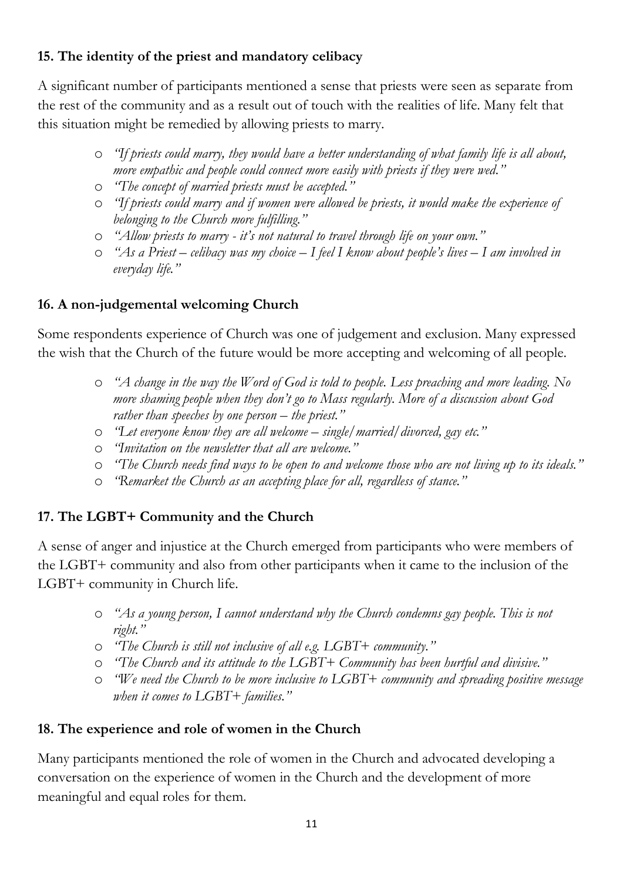### 15. The identity of the priest and mandatory celibacy

A significant number of participants mentioned a sense that priests were seen as separate from the rest of the community and as a result out of touch with the realities of life. Many felt that this situation might be remedied by allowing priests to marry.

- *"If priests could marry, they would have a better understanding of what family life is all about, more empathic and people could connect more easily with priests if they were wed."*
- *"The concept of married priests must be accepted."*
- *"If priests could marry and if women were allowed be priests, it would make the experience of belonging to the Church more fulfilling."*
- *"Allow priests to marry - it's not natural to travel through life on your own."*
- *"As a Priest – celibacy was my choice – I feel I know about people's lives – I am involved in everyday life."*

### 16. A non-judgemental welcoming Church

Some respondents experience of Church was one of judgement and exclusion. Many expressed the wish that the Church of the future would be more accepting and welcoming of all people.

- *"A change in the way the Word of God is told to people. Less preaching and more leading. No more shaming people when they don't go to Mass regularly. More of a discussion about God rather than speeches by one person – the priest."*
- *"Let everyone know they are all welcome – single/married/divorced, gay etc."*
- *"Invitation on the newsletter that all are welcome."*
- *"The Church needs find ways to be open to and welcome those who are not living up to its ideals."*
- *"Remarket the Church as an accepting place for all, regardless of stance."*

### 17. The LGBT+ Community and the Church

A sense of anger and injustice at the Church emerged from participants who were members of the LGBT+ community and also from other participants when it came to the inclusion of the LGBT+ community in Church life.

- *"As a young person, I cannot understand why the Church condemns gay people. This is not right."*
- *"The Church is still not inclusive of all e.g. LGBT+ community."*
- *"The Church and its attitude to the LGBT+ Community has been hurtful and divisive."*
- *"We need the Church to be more inclusive to LGBT+ community and spreading positive message when it comes to LGBT+ families."*

### 18. The experience and role of women in the Church

Many participants mentioned the role of women in the Church and advocated developing a conversation on the experience of women in the Church and the development of more meaningful and equal roles for them.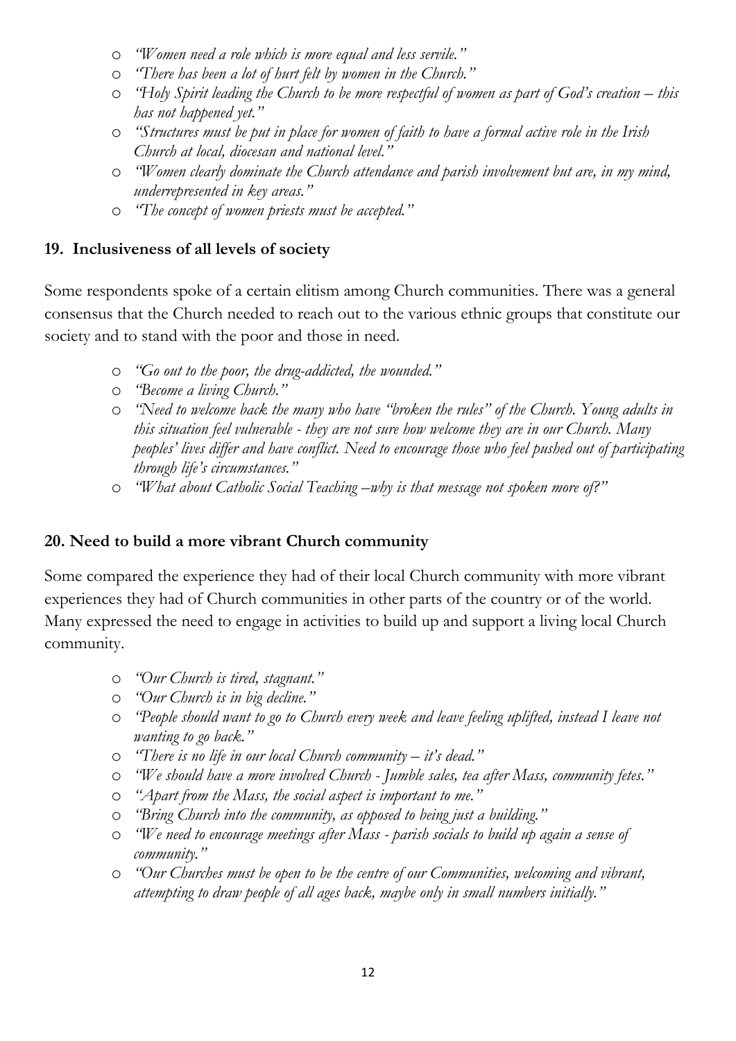- *"Women need a role which is more equal and less servile."*
- *"There has been a lot of hurt felt by women in the Church."*
- *"Holy Spirit leading the Church to be more respectful of women as part of God's creation – this has not happened yet."*
- *"Structures must be put in place for women of faith to have a formal active role in the Irish Church at local, diocesan and national level."*
- *"Women clearly dominate the Church attendance and parish involvement but are, in my mind, underrepresented in key areas."*
- *"The concept of women priests must be accepted."*

## 19. Inclusiveness of all levels of society

Some respondents spoke of a certain elitism among Church communities. There was a general consensus that the Church needed to reach out to the various ethnic groups that constitute our society and to stand with the poor and those in need.

- *"Go out to the poor, the drug-addicted, the wounded."*
- *"Become a living Church."*
- *"Need to welcome back the many who have "broken the rules" of the Church. Young adults in this situation feel vulnerable - they are not sure how welcome they are in our Church. Many peoples' lives differ and have conflict. Need to encourage those who feel pushed out of participating through life's circumstances."*
- *"What about Catholic Social Teaching –why is that message not spoken more of?"*

## 20. Need to build a more vibrant Church community

Some compared the experience they had of their local Church community with more vibrant experiences they had of Church communities in other parts of the country or of the world. Many expressed the need to engage in activities to build up and support a living local Church community.

- *"Our Church is tired, stagnant."*
- *"Our Church is in big decline."*
- *"People should want to go to Church every week and leave feeling uplifted, instead I leave not wanting to go back."*
- *"There is no life in our local Church community – it's dead."*
- *"We should have a more involved Church - Jumble sales, tea after Mass, community fetes."*
- *"Apart from the Mass, the social aspect is important to me."*
- *"Bring Church into the community, as opposed to being just a building."*
- *"We need to encourage meetings after Mass - parish socials to build up again a sense of community."*
- *"Our Churches must be open to be the centre of our Communities, welcoming and vibrant, attempting to draw people of all ages back, maybe only in small numbers initially."*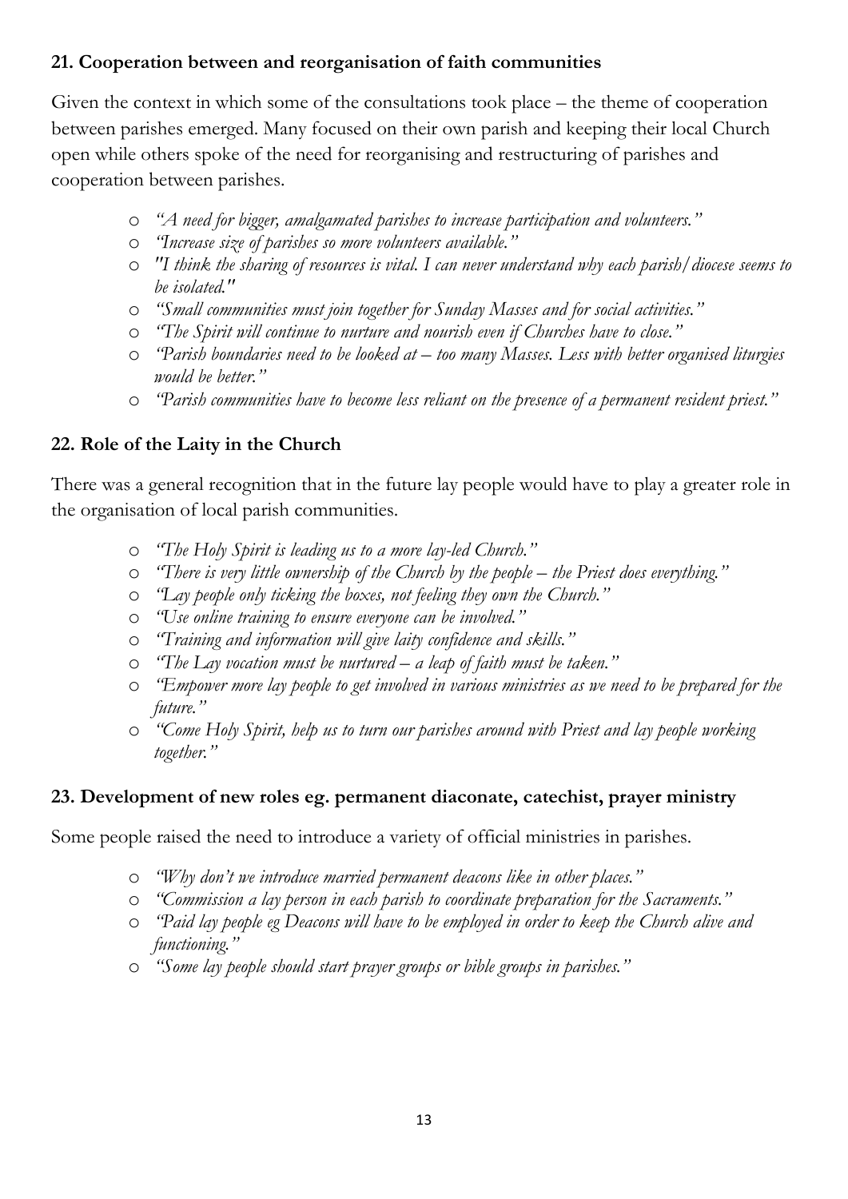**21. Cooperation between and reorganisation of faith communities**

Given the context in which some of the consultations took place – the theme of cooperation between parishes emerged. Many focused on their own parish and keeping their local Church open while others spoke of the need for reorganising and restructuring of parishes and cooperation between parishes.

- *"A need for bigger, amalgamated parishes to increase participation and volunteers."*
- *"Increase size of parishes so more volunteers available."*
- *"I think the sharing of resources is vital. I can never understand why each parish/diocese seems to be isolated."*
- *"Small communities must join together for Sunday Masses and for social activities."*
- *"The Spirit will continue to nurture and nourish even if Churches have to close."*
- *"Parish boundaries need to be looked at – too many Masses. Less with better organised liturgies would be better."*
- *"Parish communities have to become less reliant on the presence of a permanent resident priest."*

**22. Role of the Laity in the Church**

There was a general recognition that in the future lay people would have to play a greater role in the organisation of local parish communities.

- *"The Holy Spirit is leading us to a more lay-led Church."*
- *"There is very little ownership of the Church by the people – the Priest does everything."*
- *"Lay people only ticking the boxes, not feeling they own the Church."*
- *"Use online training to ensure everyone can be involved."*
- *"Training and information will give laity confidence and skills."*
- *"The Lay vocation must be nurtured – a leap of faith must be taken."*
- *"Empower more lay people to get involved in various ministries as we need to be prepared for the future."*
- *"Come Holy Spirit, help us to turn our parishes around with Priest and lay people working together."*

**23. Development of new roles eg. permanent diaconate, catechist, prayer ministry**

Some people raised the need to introduce a variety of official ministries in parishes.

- *"Why don't we introduce married permanent deacons like in other places."*
- *"Commission a lay person in each parish to coordinate preparation for the Sacraments."*
- *"Paid lay people eg Deacons will have to be employed in order to keep the Church alive and functioning."*
- *"Some lay people should start prayer groups or bible groups in parishes."*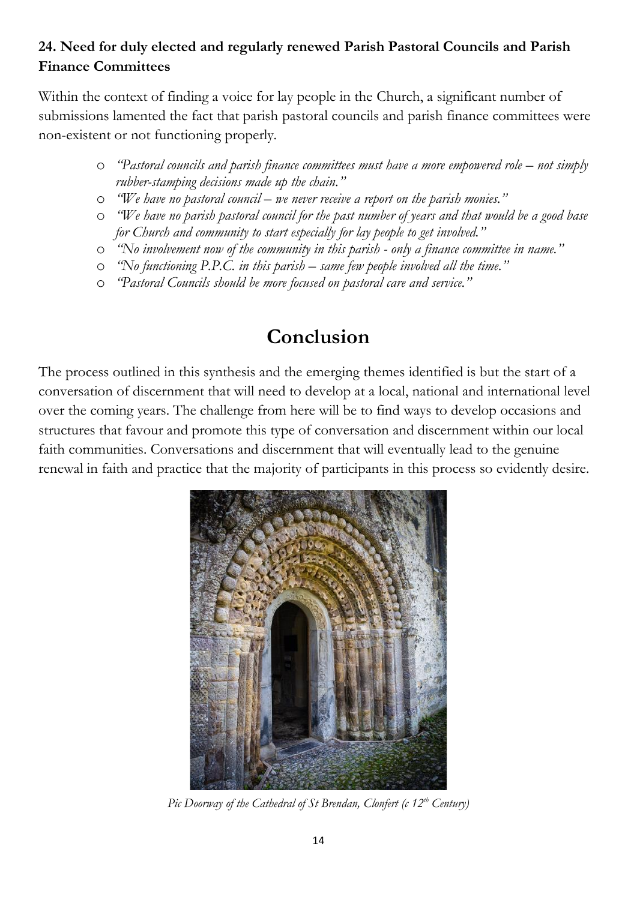### 24. Need for duly elected and regularly renewed Parish Pastoral Councils and Parish Finance Committees

Within the context of finding a voice for lay people in the Church, a significant number of submissions lamented the fact that parish pastoral councils and parish finance committees were non-existent or not functioning properly.

- *"Pastoral councils and parish finance committees must have a more empowered role – not simply rubber-stamping decisions made up the chain."*
- *"We have no pastoral council – we never receive a report on the parish monies."*
- *"We have no parish pastoral council for the past number of years and that would be a good base for Church and community to start especially for lay people to get involved."*
- *"No involvement now of the community in this parish - only a finance committee in name."*
- *"No functioning P.P.C. in this parish – same few people involved all the time."*
- *"Pastoral Councils should be more focused on pastoral care and service."*

# Conclusion

The process outlined in this synthesis and the emerging themes identified is but the start of a conversation of discernment that will need to develop at a local, national and international level over the coming years. The challenge from here will be to find ways to develop occasions and structures that favour and promote this type of conversation and discernment within our local faith communities. Conversations and discernment that will eventually lead to the genuine renewal in faith and practice that the majority of participants in this process so evidently desire.

*Pic Doorway of the Cathedral of St Brendan, Clonfert (c 12th Century)*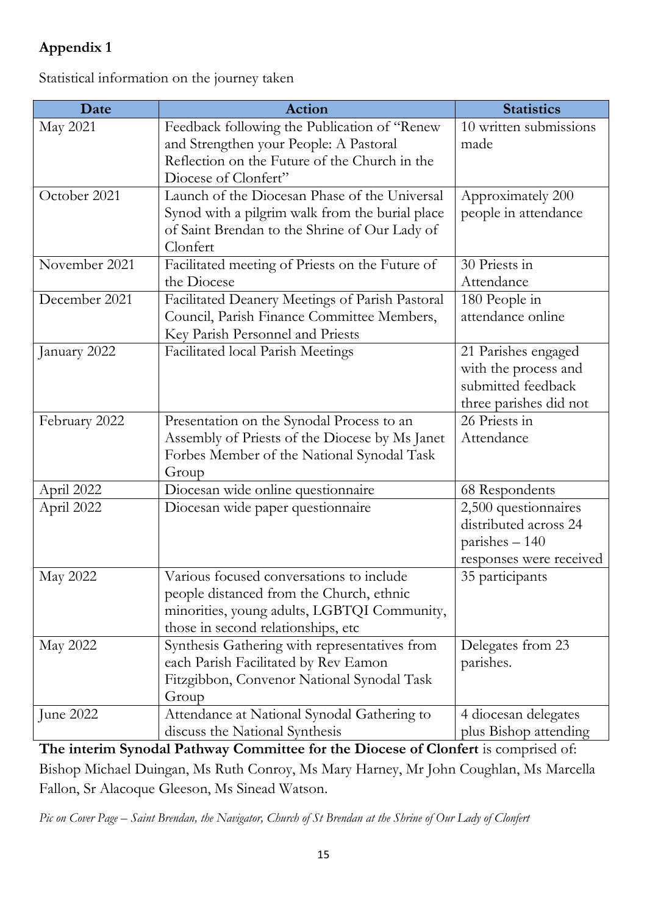**Appendix 1**

Statistical information on the journey taken

| Date | Action | Statistics |
|---|---|---|
| May 2021 | Feedback following the Publication of "Renew and Strengthen your People: A Pastoral Reflection on the Future of the Church in the Diocese of Clonfert" | 10 written submissions made |
| October 2021 | Launch of the Diocesan Phase of the Universal Synod with a pilgrim walk from the burial place of Saint Brendan to the Shrine of Our Lady of Clonfert | Approximately 200 people in attendance |
| November 2021 | Facilitated meeting of Priests on the Future of the Diocese | 30 Priests in Attendance |
| December 2021 | Facilitated Deanery Meetings of Parish Pastoral Council, Parish Finance Committee Members, Key Parish Personnel and Priests | 180 People in attendance online |
| January 2022 | Facilitated local Parish Meetings | 21 Parishes engaged with the process and submitted feedback three parishes did not |
| February 2022 | Presentation on the Synodal Process to an Assembly of Priests of the Diocese by Ms Janet Forbes Member of the National Synodal Task Group | 26 Priests in Attendance |
| April 2022 | Diocesan wide online questionnaire | 68 Respondents |
| April 2022 | Diocesan wide paper questionnaire | 2,500 questionnaires distributed across 24 parishes – 140 responses were received |
| May 2022 | Various focused conversations to include people distanced from the Church, ethnic minorities, young adults, LGBTQI Community, those in second relationships, etc | 35 participants |
| May 2022 | Synthesis Gathering with representatives from each Parish Facilitated by Rev Eamon Fitzgibbon, Convenor National Synodal Task Group | Delegates from 23 parishes. |
| June 2022 | Attendance at National Synodal Gathering to discuss the National Synthesis | 4 diocesan delegates plus Bishop attending |

**The interim Synodal Pathway Committee for the Diocese of Clonfert** is comprised of: Bishop Michael Duingan, Ms Ruth Conroy, Ms Mary Harney, Mr John Coughlan, Ms Marcella Fallon, Sr Alacoque Gleeson, Ms Sinead Watson.

*Pic on Cover Page – Saint Brendan, the Navigator, Church of St Brendan at the Shrine of Our Lady of Clonfert*